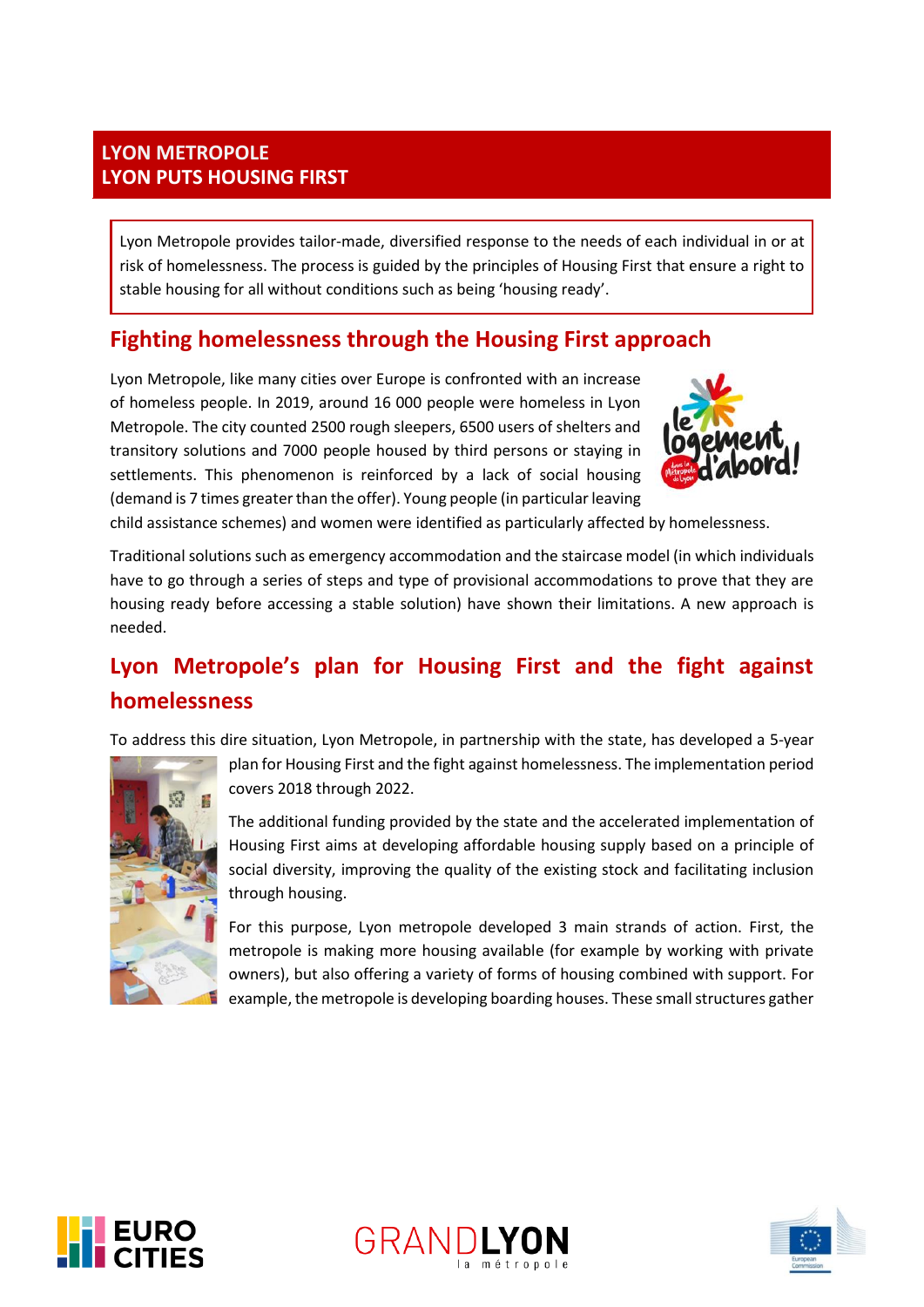# LYON METROPOLE
# LYON PUTS HOUSING FIRST

Lyon Metropole provides tailor-made, diversified response to the needs of each individual in or at risk of homelessness. The process is guided by the principles of Housing First that ensure a right to stable housing for all without conditions such as being 'housing ready'.

## Fighting homelessness through the Housing First approach

Lyon Metropole, like many cities over Europe is confronted with an increase of homeless people. In 2019, around 16 000 people were homeless in Lyon Metropole. The city counted 2500 rough sleepers, 6500 users of shelters and transitory solutions and 7000 people housed by third persons or staying in settlements. This phenomenon is reinforced by a lack of social housing (demand is 7 times greater than the offer). Young people (in particular leaving child assistance schemes) and women were identified as particularly affected by homelessness.

Traditional solutions such as emergency accommodation and the staircase model (in which individuals have to go through a series of steps and type of provisional accommodations to prove that they are housing ready before accessing a stable solution) have shown their limitations. A new approach is needed.

## Lyon Metropole's plan for Housing First and the fight against homelessness

To address this dire situation, Lyon Metropole, in partnership with the state, has developed a 5-year plan for Housing First and the fight against homelessness. The implementation period covers 2018 through 2022.

The additional funding provided by the state and the accelerated implementation of Housing First aims at developing affordable housing supply based on a principle of social diversity, improving the quality of the existing stock and facilitating inclusion through housing.

For this purpose, Lyon metropole developed 3 main strands of action. First, the metropole is making more housing available (for example by working with private owners), but also offering a variety of forms of housing combined with support. For example, the metropole is developing boarding houses. These small structures gather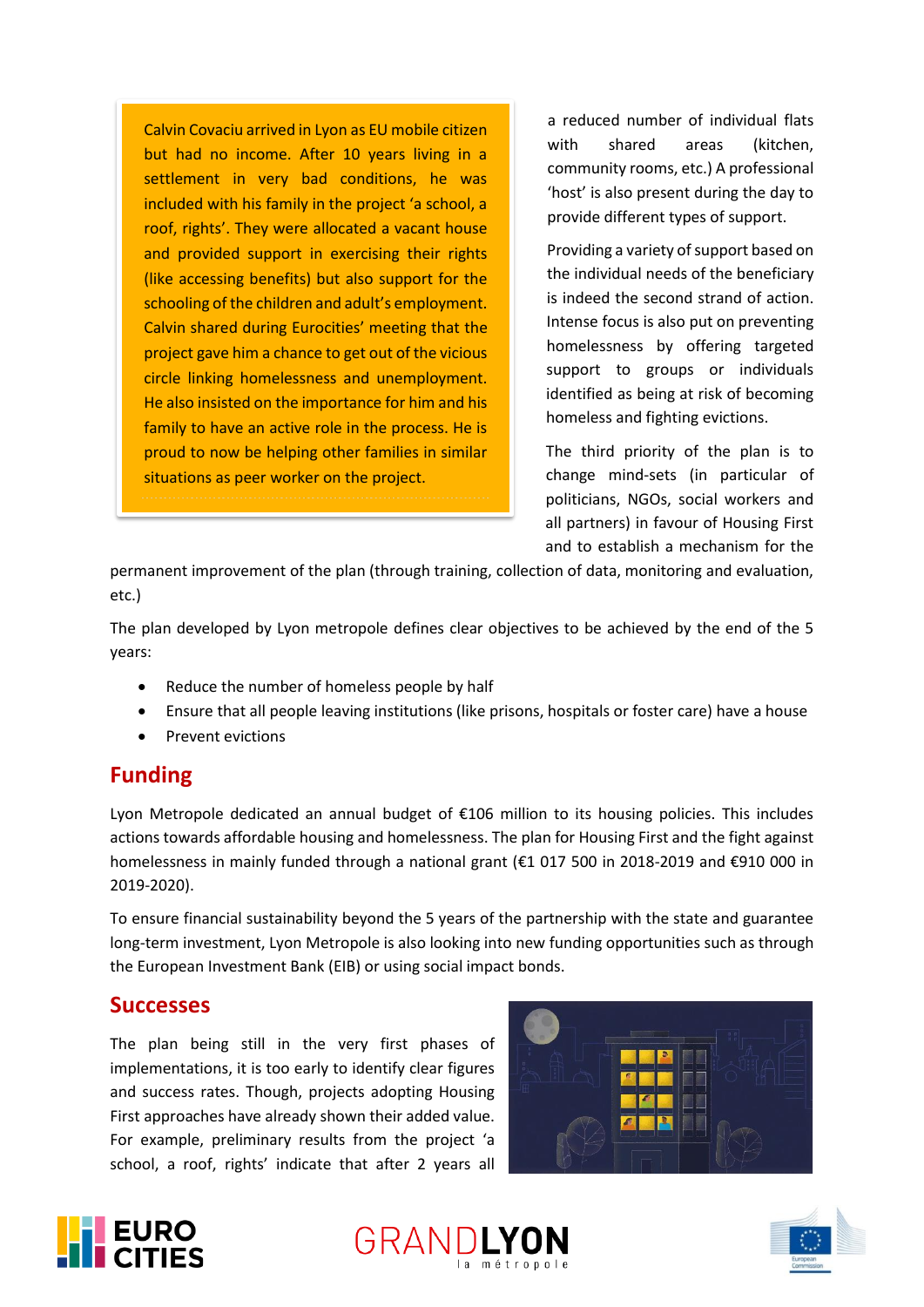> Calvin Covaciu arrived in Lyon as EU mobile citizen but had no income. After 10 years living in a settlement in very bad conditions, he was included with his family in the project 'a school, a roof, rights'. They were allocated a vacant house and provided support in exercising their rights (like accessing benefits) but also support for the schooling of the children and adult's employment. Calvin shared during Eurocities' meeting that the project gave him a chance to get out of the vicious circle linking homelessness and unemployment. He also insisted on the importance for him and his family to have an active role in the process. He is proud to now be helping other families in similar situations as peer worker on the project.

a reduced number of individual flats with shared areas (kitchen, community rooms, etc.) A professional 'host' is also present during the day to provide different types of support.

Providing a variety of support based on the individual needs of the beneficiary is indeed the second strand of action. Intense focus is also put on preventing homelessness by offering targeted support to groups or individuals identified as being at risk of becoming homeless and fighting evictions.

The third priority of the plan is to change mind-sets (in particular of politicians, NGOs, social workers and all partners) in favour of Housing First and to establish a mechanism for the permanent improvement of the plan (through training, collection of data, monitoring and evaluation, etc.)

The plan developed by Lyon metropole defines clear objectives to be achieved by the end of the 5 years:

- Reduce the number of homeless people by half
- Ensure that all people leaving institutions (like prisons, hospitals or foster care) have a house
- Prevent evictions

## Funding

Lyon Metropole dedicated an annual budget of €106 million to its housing policies. This includes actions towards affordable housing and homelessness. The plan for Housing First and the fight against homelessness in mainly funded through a national grant (€1 017 500 in 2018-2019 and €910 000 in 2019-2020).

To ensure financial sustainability beyond the 5 years of the partnership with the state and guarantee long-term investment, Lyon Metropole is also looking into new funding opportunities such as through the European Investment Bank (EIB) or using social impact bonds.

## Successes

The plan being still in the very first phases of implementations, it is too early to identify clear figures and success rates. Though, projects adopting Housing First approaches have already shown their added value. For example, preliminary results from the project 'a school, a roof, rights' indicate that after 2 years all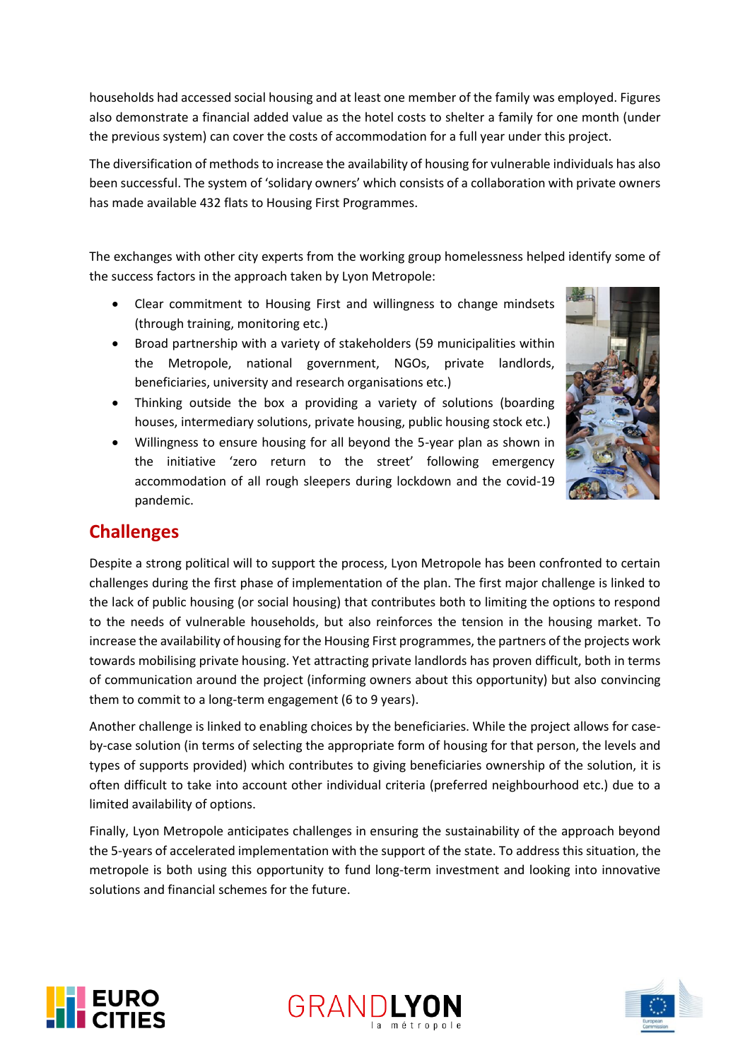households had accessed social housing and at least one member of the family was employed. Figures also demonstrate a financial added value as the hotel costs to shelter a family for one month (under the previous system) can cover the costs of accommodation for a full year under this project.

The diversification of methods to increase the availability of housing for vulnerable individuals has also been successful. The system of 'solidary owners' which consists of a collaboration with private owners has made available 432 flats to Housing First Programmes.

The exchanges with other city experts from the working group homelessness helped identify some of the success factors in the approach taken by Lyon Metropole:

- Clear commitment to Housing First and willingness to change mindsets (through training, monitoring etc.)
- Broad partnership with a variety of stakeholders (59 municipalities within the Metropole, national government, NGOs, private landlords, beneficiaries, university and research organisations etc.)
- Thinking outside the box a providing a variety of solutions (boarding houses, intermediary solutions, private housing, public housing stock etc.)
- Willingness to ensure housing for all beyond the 5-year plan as shown in the initiative 'zero return to the street' following emergency accommodation of all rough sleepers during lockdown and the covid-19 pandemic.

## Challenges

Despite a strong political will to support the process, Lyon Metropole has been confronted to certain challenges during the first phase of implementation of the plan. The first major challenge is linked to the lack of public housing (or social housing) that contributes both to limiting the options to respond to the needs of vulnerable households, but also reinforces the tension in the housing market. To increase the availability of housing for the Housing First programmes, the partners of the projects work towards mobilising private housing. Yet attracting private landlords has proven difficult, both in terms of communication around the project (informing owners about this opportunity) but also convincing them to commit to a long-term engagement (6 to 9 years).

Another challenge is linked to enabling choices by the beneficiaries. While the project allows for case-by-case solution (in terms of selecting the appropriate form of housing for that person, the levels and types of supports provided) which contributes to giving beneficiaries ownership of the solution, it is often difficult to take into account other individual criteria (preferred neighbourhood etc.) due to a limited availability of options.

Finally, Lyon Metropole anticipates challenges in ensuring the sustainability of the approach beyond the 5-years of accelerated implementation with the support of the state. To address this situation, the metropole is both using this opportunity to fund long-term investment and looking into innovative solutions and financial schemes for the future.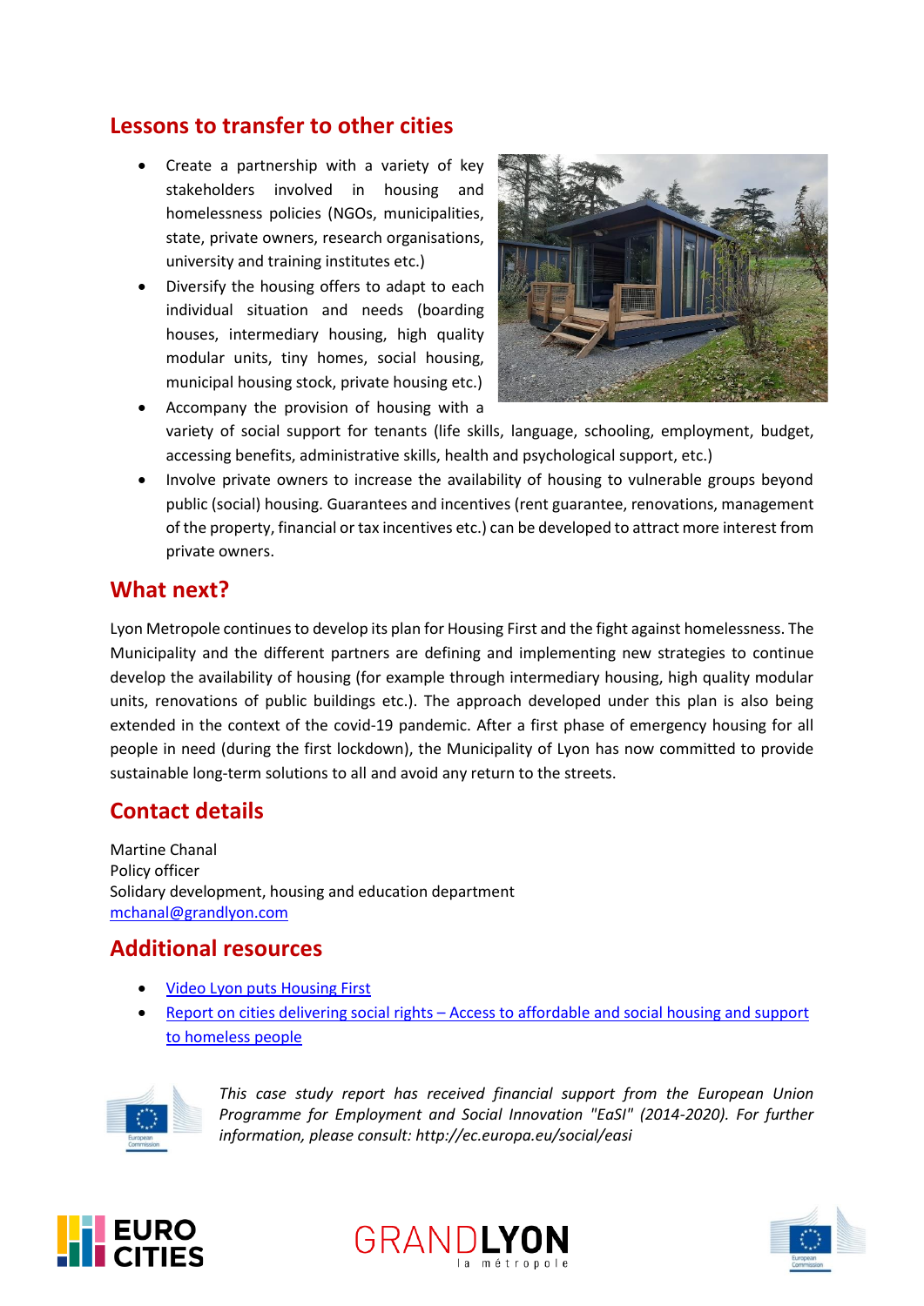## Lessons to transfer to other cities

- Create a partnership with a variety of key stakeholders involved in housing and homelessness policies (NGOs, municipalities, state, private owners, research organisations, university and training institutes etc.)
- Diversify the housing offers to adapt to each individual situation and needs (boarding houses, intermediary housing, high quality modular units, tiny homes, social housing, municipal housing stock, private housing etc.)
- Accompany the provision of housing with a variety of social support for tenants (life skills, language, schooling, employment, budget, accessing benefits, administrative skills, health and psychological support, etc.)
- Involve private owners to increase the availability of housing to vulnerable groups beyond public (social) housing. Guarantees and incentives (rent guarantee, renovations, management of the property, financial or tax incentives etc.) can be developed to attract more interest from private owners.

## What next?

Lyon Metropole continues to develop its plan for Housing First and the fight against homelessness. The Municipality and the different partners are defining and implementing new strategies to continue develop the availability of housing (for example through intermediary housing, high quality modular units, renovations of public buildings etc.). The approach developed under this plan is also being extended in the context of the covid-19 pandemic. After a first phase of emergency housing for all people in need (during the first lockdown), the Municipality of Lyon has now committed to provide sustainable long-term solutions to all and avoid any return to the streets.

## Contact details

Martine Chanal
Policy officer
Solidary development, housing and education department
mchanal@grandlyon.com

## Additional resources

- Video Lyon puts Housing First
- Report on cities delivering social rights – Access to affordable and social housing and support to homeless people

*This case study report has received financial support from the European Union Programme for Employment and Social Innovation "EaSI" (2014-2020). For further information, please consult: http://ec.europa.eu/social/easi*